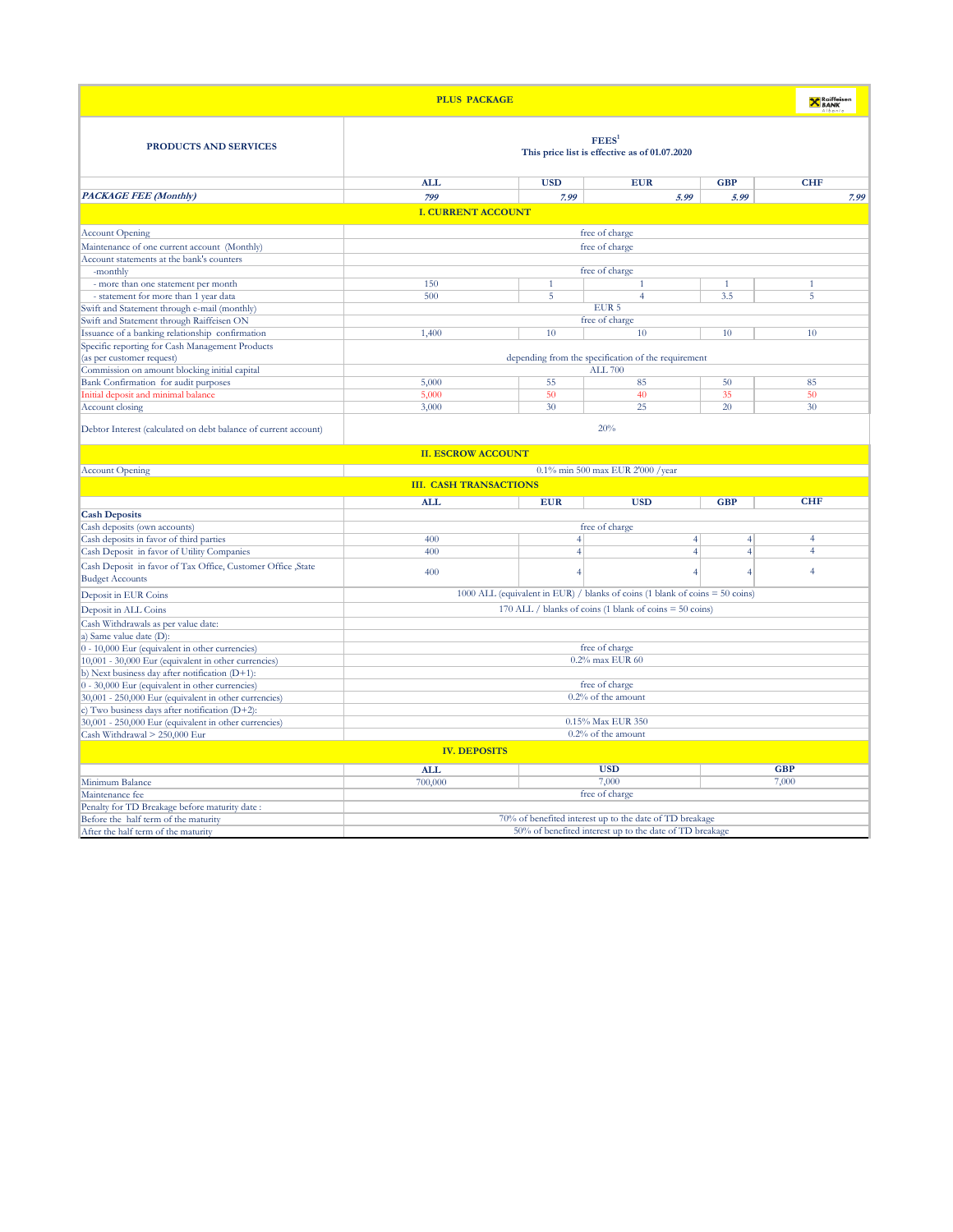## PLUS PACKAGE

| PRODUCTS AND SERVICES | FEES[1] This price list is effective as of 01.07.2020 | | | | |
|---|---|---|---|---|---|
| | ALL | USD | EUR | GBP | CHF |
| *PACKAGE FEE (Monthly)* | *799* | *7.99* | *5.99* | *5.99* | *7.99* |
| **I. CURRENT ACCOUNT** | | | | | |
| Account Opening | free of charge | | | | |
| Maintenance of one current account (Monthly) | free of charge | | | | |
| Account statements at the bank's counters | | | | | |
| -monthly | free of charge | | | | |
| - more than one statement per month | 150 | 1 | 1 | 1 | 1 |
| - statement for more than 1 year data | 500 | 5 | 4 | 3.5 | 5 |
| Swift and Statement through e-mail (monthly) | EUR 5 | | | | |
| Swift and Statement through Raiffeisen ON | free of charge | | | | |
| Issuance of a banking relationship confirmation | 1,400 | 10 | 10 | 10 | 10 |
| Specific reporting for Cash Management Products (as per customer request) | depending from the specification of the requirement | | | | |
| Commission on amount blocking initial capital | ALL 700 | | | | |
| Bank Confirmation for audit purposes | 5,000 | 55 | 85 | 50 | 85 |
| Initial deposit and minimal balance | 5,000 | 50 | 40 | 35 | 50 |
| Account closing | 3,000 | 30 | 25 | 20 | 30 |
| Debtor Interest (calculated on debt balance of current account) | 20% | | | | |
| **II. ESCROW ACCOUNT** | | | | | |
| Account Opening | 0.1% min 500 max EUR 2'000 /year | | | | |
| **III. CASH TRANSACTIONS** | | | | | |
| | ALL | EUR | USD | GBP | CHF |
| **Cash Deposits** | | | | | |
| Cash deposits (own accounts) | free of charge | | | | |
| Cash deposits in favor of third parties | 400 | 4 | 4 | 4 | 4 |
| Cash Deposit in favor of Utility Companies | 400 | 4 | 4 | 4 | 4 |
| Cash Deposit in favor of Tax Office, Customer Office ,State Budget Accounts | 400 | 4 | 4 | 4 | 4 |
| Deposit in EUR Coins | 1000 ALL (equivalent in EUR) / blanks of coins (1 blank of coins = 50 coins) | | | | |
| Deposit in ALL Coins | 170 ALL / blanks of coins (1 blank of coins = 50 coins) | | | | |
| Cash Withdrawals as per value date: | | | | | |
| a) Same value date (D): | | | | | |
| 0 - 10,000 Eur (equivalent in other currencies) | free of charge | | | | |
| 10,001 - 30,000 Eur (equivalent in other currencies) | 0.2% max EUR 60 | | | | |
| b) Next business day after notification (D+1): | | | | | |
| 0 - 30,000 Eur (equivalent in other currencies) | free of charge | | | | |
| 30,001 - 250,000 Eur (equivalent in other currencies) | 0.2% of the amount | | | | |
| c) Two business days after notification (D+2): | | | | | |
| 30,001 - 250,000 Eur (equivalent in other currencies) | 0.15% Max EUR 350 | | | | |
| Cash Withdrawal > 250,000 Eur | 0.2% of the amount | | | | |
| **IV. DEPOSITS** | | | | | |
| | ALL | USD | | GBP | |
| Minimum Balance | 700,000 | 7,000 | | 7,000 | |
| Maintenance fee | free of charge | | | | |
| Penalty for TD Breakage before maturity date : | | | | | |
| Before the half term of the maturity | 70% of benefited interest up to the date of TD breakage | | | | |
| After the half term of the maturity | 50% of benefited interest up to the date of TD breakage | | | | |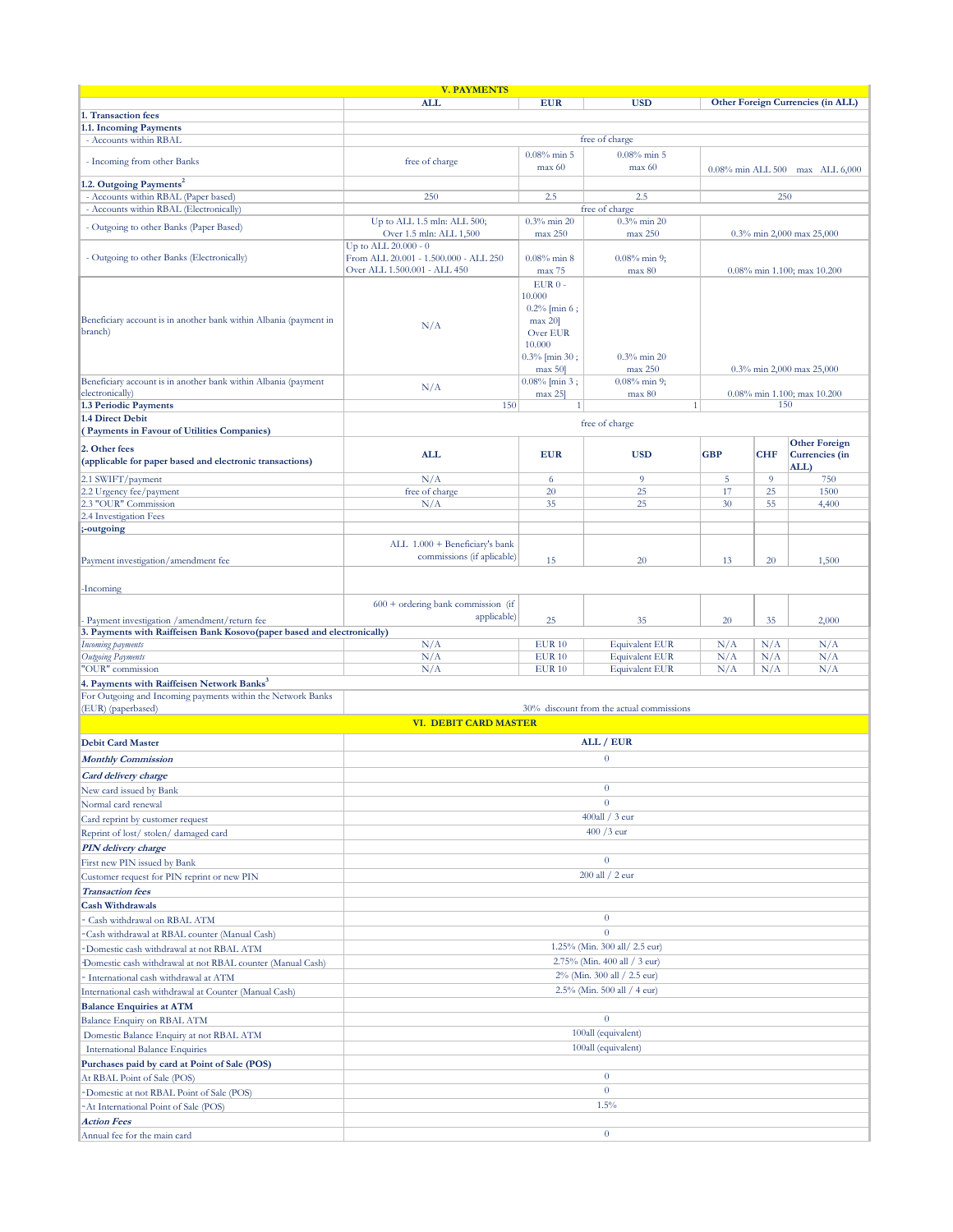## V. PAYMENTS

| | ALL | EUR | USD | Other Foreign Currencies (in ALL) | | |
|---|---|---|---|---|---|---|
| **1. Transaction fees** | | | | | | |
| **1.1. Incoming Payments** | | | | | | |
| - Accounts within RBAL | free of charge | | | | | |
| - Incoming from other Banks | free of charge | 0.08% min 5 max 60 | 0.08% min 5 max 60 | 0.08% min ALL 500 max ALL 6,000 | | |
| **1.2. Outgoing Payments[2]** | | | | | | |
| - Accounts within RBAL (Paper based) | 250 | 2.5 | 2.5 | 250 | | |
| - Accounts within RBAL (Electronically) | free of charge | | | | | |
| - Outgoing to other Banks (Paper Based) | Up to ALL 1.5 mln: ALL 500; Over 1.5 mln: ALL 1,500 | 0.3% min 20 max 250 | 0.3% min 20 max 250 | 0.3% min 2,000 max 25,000 | | |
| - Outgoing to other Banks (Electronically) | Up to ALL 20.000 - 0<br>From ALL 20.001 - 1.500.000 - ALL 250<br>Over ALL 1.500.001 - ALL 450 | 0.08% min 8 max 75 | 0.08% min 9; max 80 | 0.08% min 1.100; max 10.200 | | |
| Beneficiary account is in another bank within Albania (payment in branch) | N/A | EUR 0 - 10.000 0.2% [min 6 ; max 20] Over EUR 10.000 0.3% [min 30 ; max 50] | 0.3% min 20 max 250 | 0.3% min 2,000 max 25,000 | | |
| Beneficiary account is in another bank within Albania (payment electronically) | N/A | 0.08% [min 3 ; max 25] | 0.08% min 9; max 80 | 0.08% min 1.100; max 10.200 | | |
| **1.3 Periodic Payments** | 150 | 1 | 1 | 150 | | |
| **1.4 Direct Debit ( Payments in Favour of Utilities Companies)** | free of charge | | | | | |
| **2. Other fees (applicable for paper based and electronic transactions)** | **ALL** | **EUR** | **USD** | **GBP** | **CHF** | **Other Foreign Currencies (in ALL)** |
| 2.1 SWIFT/payment | N/A | 6 | 9 | 5 | 9 | 750 |
| 2.2 Urgency fee/payment | free of charge | 20 | 25 | 17 | 25 | 1500 |
| 2.3 "OUR" Commission | N/A | 35 | 25 | 30 | 55 | 4,400 |
| 2.4 Investigation Fees | | | | | | |
| **;-outgoing** | | | | | | |
| Payment investigation/amendment fee | ALL 1.000 + Beneficiary's bank commissions (if aplicable) | 15 | 20 | 13 | 20 | 1,500 |
| -Incoming | | | | | | |
| - Payment investigation /amendment/return fee | 600 + ordering bank commission (if applicable) | 25 | 35 | 20 | 35 | 2,000 |
| **3. Payments with Raiffeisen Bank Kosovo(paper based and electronically)** | | | | | | |
| *Incoming payments* | N/A | EUR 10 | Equivalent EUR | N/A | N/A | N/A |
| *Outgoing Payments* | N/A | EUR 10 | Equivalent EUR | N/A | N/A | N/A |
| "OUR" commission | N/A | EUR 10 | Equivalent EUR | N/A | N/A | N/A |
| **4. Payments with Raiffeisen Network Banks[3]** | | | | | | |
| For Outgoing and Incoming payments within the Network Banks (EUR) (paperbased) | 30% discount from the actual commissions | | | | | |

## VI. DEBIT CARD MASTER

| Debit Card Master | ALL / EUR |
|---|---|
| ***Monthly Commission*** | 0 |
| ***Card delivery charge*** | |
| New card issued by Bank | 0 |
| Normal card renewal | 0 |
| Card reprint by customer request | 400all / 3 eur |
| Reprint of lost/ stolen/ damaged card | 400 /3 eur |
| ***PIN delivery charge*** | |
| First new PIN issued by Bank | 0 |
| Customer request for PIN reprint or new PIN | 200 all / 2 eur |
| ***Transaction fees*** | |
| **Cash Withdrawals** | |
| - Cash withdrawal on RBAL ATM | 0 |
| -Cash withdrawal at RBAL counter (Manual Cash) | 0 |
| -Domestic cash withdrawal at not RBAL ATM | 1.25% (Min. 300 all/ 2.5 eur) |
| -Domestic cash withdrawal at not RBAL counter (Manual Cash) | 2.75% (Min. 400 all / 3 eur) |
| - International cash withdrawal at ATM | 2% (Min. 300 all / 2.5 eur) |
| International cash withdrawal at Counter (Manual Cash) | 2.5% (Min. 500 all / 4 eur) |
| **Balance Enquiries at ATM** | |
| Balance Enquiry on RBAL ATM | 0 |
| Domestic Balance Enquiry at not RBAL ATM | 100all (equivalent) |
| International Balance Enquiries | 100all (equivalent) |
| **Purchases paid by card at Point of Sale (POS)** | |
| At RBAL Point of Sale (POS) | 0 |
| -Domestic at not RBAL Point of Sale (POS) | 0 |
| -At International Point of Sale (POS) | 1.5% |
| ***Action Fees*** | |
| Annual fee for the main card | 0 |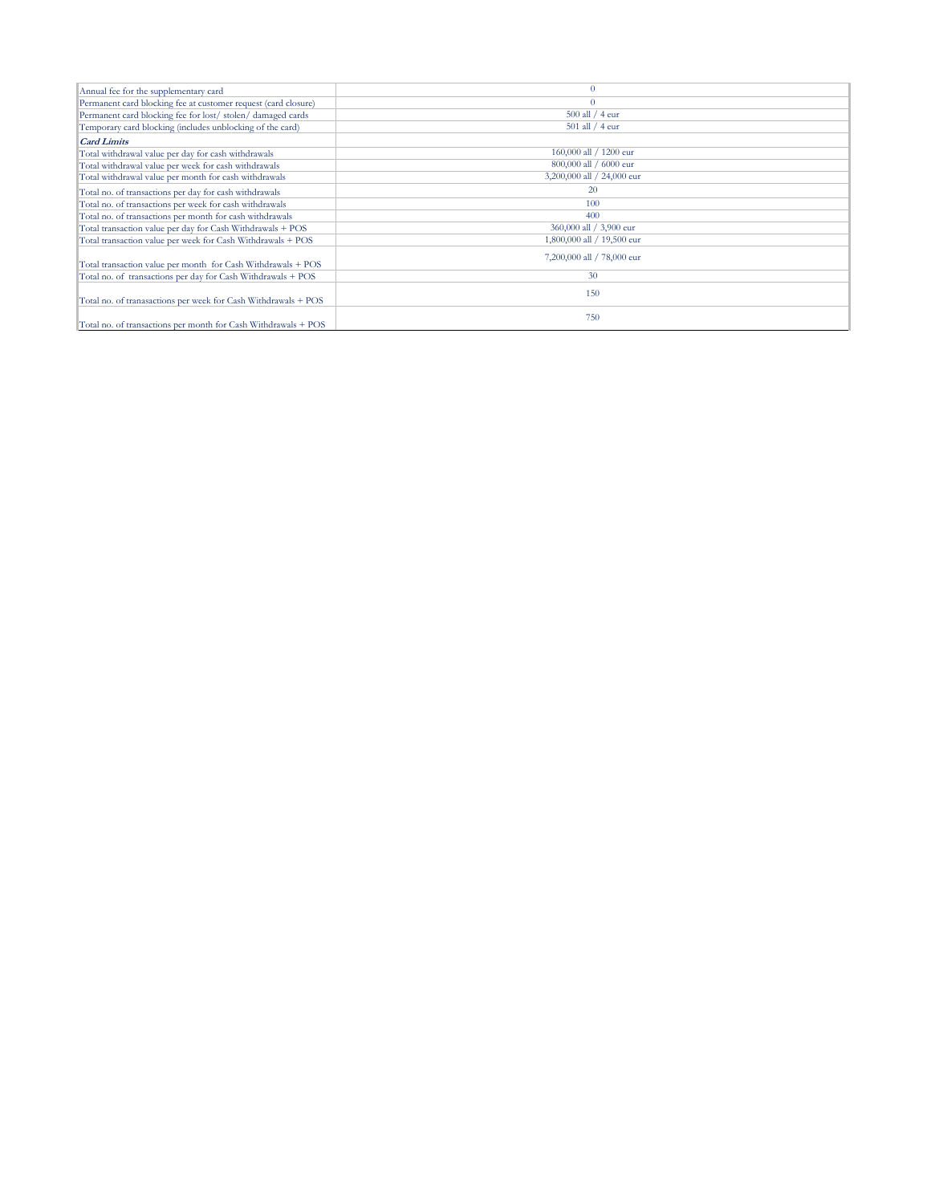| | |
|---|---|
| Annual fee for the supplementary card | 0 |
| Permanent card blocking fee at customer request (card closure) | 0 |
| Permanent card blocking fee for lost/ stolen/ damaged cards | 500 all / 4 eur |
| Temporary card blocking (includes unblocking of the card) | 501 all / 4 eur |
| ***Card Limits*** | |
| Total withdrawal value per day for cash withdrawals | 160,000 all / 1200 eur |
| Total withdrawal value per week for cash withdrawals | 800,000 all / 6000 eur |
| Total withdrawal value per month for cash withdrawals | 3,200,000 all / 24,000 eur |
| Total no. of transactions per day for cash withdrawals | 20 |
| Total no. of transactions per week for cash withdrawals | 100 |
| Total no. of transactions per month for cash withdrawals | 400 |
| Total transaction value per day for Cash Withdrawals + POS | 360,000 all / 3,900 eur |
| Total transaction value per week for Cash Withdrawals + POS | 1,800,000 all / 19,500 eur |
| Total transaction value per month for Cash Withdrawals + POS | 7,200,000 all / 78,000 eur |
| Total no. of transactions per day for Cash Withdrawals + POS | 30 |
| Total no. of tranasactions per week for Cash Withdrawals + POS | 150 |
| Total no. of transactions per month for Cash Withdrawals + POS | 750 |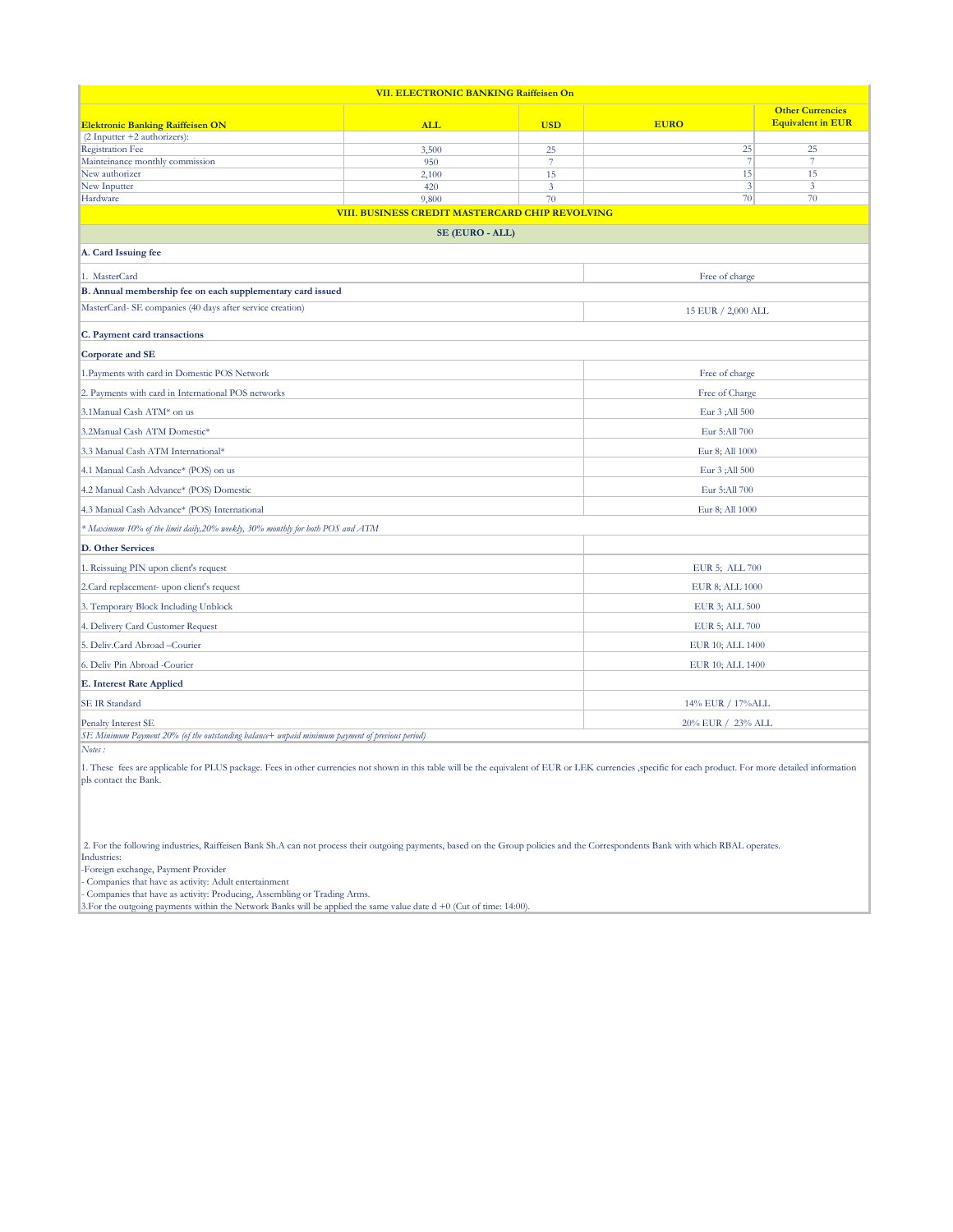| VII. ELECTRONIC BANKING Raiffeisen On | | | | |
|---|---|---|---|---|
| Elektronic Banking Raiffeisen ON | ALL | USD | EURO | Other Currencies Equivalent in EUR |
| (2 Inputter +2 authorizers): | | | | |
| Registration Fee | 3,500 | 25 | 25 | 25 |
| Mainteinance monthly commission | 950 | 7 | 7 | 7 |
| New authorizer | 2,100 | 15 | 15 | 15 |
| New Inputter | 420 | 3 | 3 | 3 |
| Hardware | 9,800 | 70 | 70 | 70 |

| VIII. BUSINESS CREDIT MASTERCARD CHIP REVOLVING | |
|---|---|
| SE (EURO - ALL) | |
| **A. Card Issuing fee** | |
| 1. MasterCard | Free of charge |
| **B. Annual membership fee on each supplementary card issued** | |
| MasterCard- SE companies (40 days after service creation) | 15 EUR / 2,000 ALL |
| **C. Payment card transactions** | |
| **Corporate and SE** | |
| 1.Payments with card in Domestic POS Network | Free of charge |
| 2. Payments with card in International POS networks | Free of Charge |
| 3.1Manual Cash ATM* on us | Eur 3 ;All 500 |
| 3.2Manual Cash ATM Domestic* | Eur 5:All 700 |
| 3.3 Manual Cash ATM International* | Eur 8; All 1000 |
| 4.1 Manual Cash Advance* (POS) on us | Eur 3 ;All 500 |
| 4.2 Manual Cash Advance* (POS) Domestic | Eur 5:All 700 |
| 4.3 Manual Cash Advance* (POS) International | Eur 8; All 1000 |
| *\* Maximum 10% of the limit daily,20% weekly, 30% monthly for both POS and ATM* | |
| **D. Other Services** | |
| 1. Reissuing PIN upon client's request | EUR 5; ALL 700 |
| 2.Card replacement- upon client's request | EUR 8; ALL 1000 |
| 3. Temporary Block Including Unblock | EUR 3; ALL 500 |
| 4. Delivery Card Customer Request | EUR 5; ALL 700 |
| 5. Deliv.Card Abroad –Courier | EUR 10; ALL 1400 |
| 6. Deliv Pin Abroad -Courier | EUR 10; ALL 1400 |
| **E. Interest Rate Applied** | |
| SE IR Standard | 14% EUR / 17%ALL |
| Penalty Interest SE | 20% EUR / 23% ALL |
| *SE Minimum Payment 20% (of the outstanding balance+ unpaid minimum payment of previous period)* | |

*Notes :*

1. These fees are applicable for PLUS package. Fees in other currencies not shown in this table will be the equivalent of EUR or LEK currencies ,specific for each product. For more detailed information pls contact the Bank.

2. For the following industries, Raiffeisen Bank Sh.A can not process their outgoing payments, based on the Group policies and the Correspondents Bank with which RBAL operates.
Industries:
-Foreign exchange, Payment Provider
- Companies that have as activity: Adult entertainment
- Companies that have as activity: Producing, Assembling or Trading Arms.

3.For the outgoing payments within the Network Banks will be applied the same value date d +0 (Cut of time: 14:00).